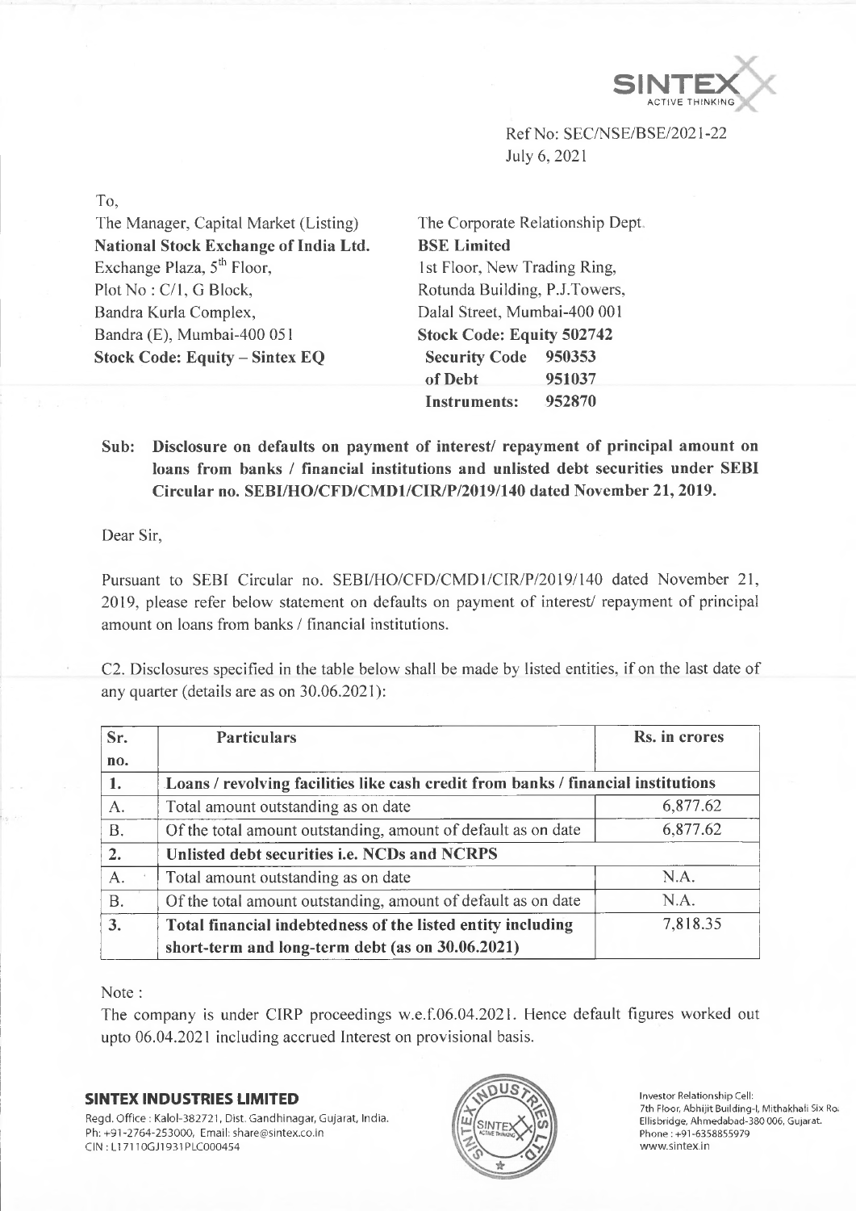Ref No: SEC/NSE/BSE/2021-22
July 6, 2021

To,

The Manager, Capital Market (Listing)
**National Stock Exchange of India Ltd.**
Exchange Plaza, 5th Floor,
Plot No : C/1, G Block,
Bandra Kurla Complex,
Bandra (E), Mumbai-400 051
**Stock Code: Equity – Sintex EQ**

The Corporate Relationship Dept.
**BSE Limited**
1st Floor, New Trading Ring,
Rotunda Building, P.J.Towers,
Dalal Street, Mumbai-400 001
**Stock Code: Equity 502742**
**Security Code of Debt Instruments: 950353 951037 952870**

**Sub: Disclosure on defaults on payment of interest/ repayment of principal amount on loans from banks / financial institutions and unlisted debt securities under SEBI Circular no. SEBI/HO/CFD/CMD1/CIR/P/2019/140 dated November 21, 2019.**

Dear Sir,

Pursuant to SEBI Circular no. SEBI/HO/CFD/CMD1/CIR/P/2019/140 dated November 21, 2019, please refer below statement on defaults on payment of interest/ repayment of principal amount on loans from banks / financial institutions.

C2. Disclosures specified in the table below shall be made by listed entities, if on the last date of any quarter (details are as on 30.06.2021):

| Sr. no. | Particulars | Rs. in crores |
|---|---|---|
| **1.** | **Loans / revolving facilities like cash credit from banks / financial institutions** | |
| A. | Total amount outstanding as on date | 6,877.62 |
| B. | Of the total amount outstanding, amount of default as on date | 6,877.62 |
| **2.** | **Unlisted debt securities i.e. NCDs and NCRPS** | |
| A. | Total amount outstanding as on date | N.A. |
| B. | Of the total amount outstanding, amount of default as on date | N.A. |
| **3.** | **Total financial indebtedness of the listed entity including short-term and long-term debt (as on 30.06.2021)** | 7,818.35 |

Note :

The company is under CIRP proceedings w.e.f.06.04.2021. Hence default figures worked out upto 06.04.2021 including accrued Interest on provisional basis.

**SINTEX INDUSTRIES LIMITED**
Regd. Office : Kalol-382721, Dist. Gandhinagar, Gujarat, India.
Ph: +91-2764-253000, Email: share@sintex.co.in
CIN : L17110GJ1931PLC000454

Investor Relationship Cell:
7th Floor, Abhijit Building-I, Mithakhali Six Ro.
Ellisbridge, Ahmedabad-380 006, Gujarat.
Phone : +91-6358855979
www.sintex.in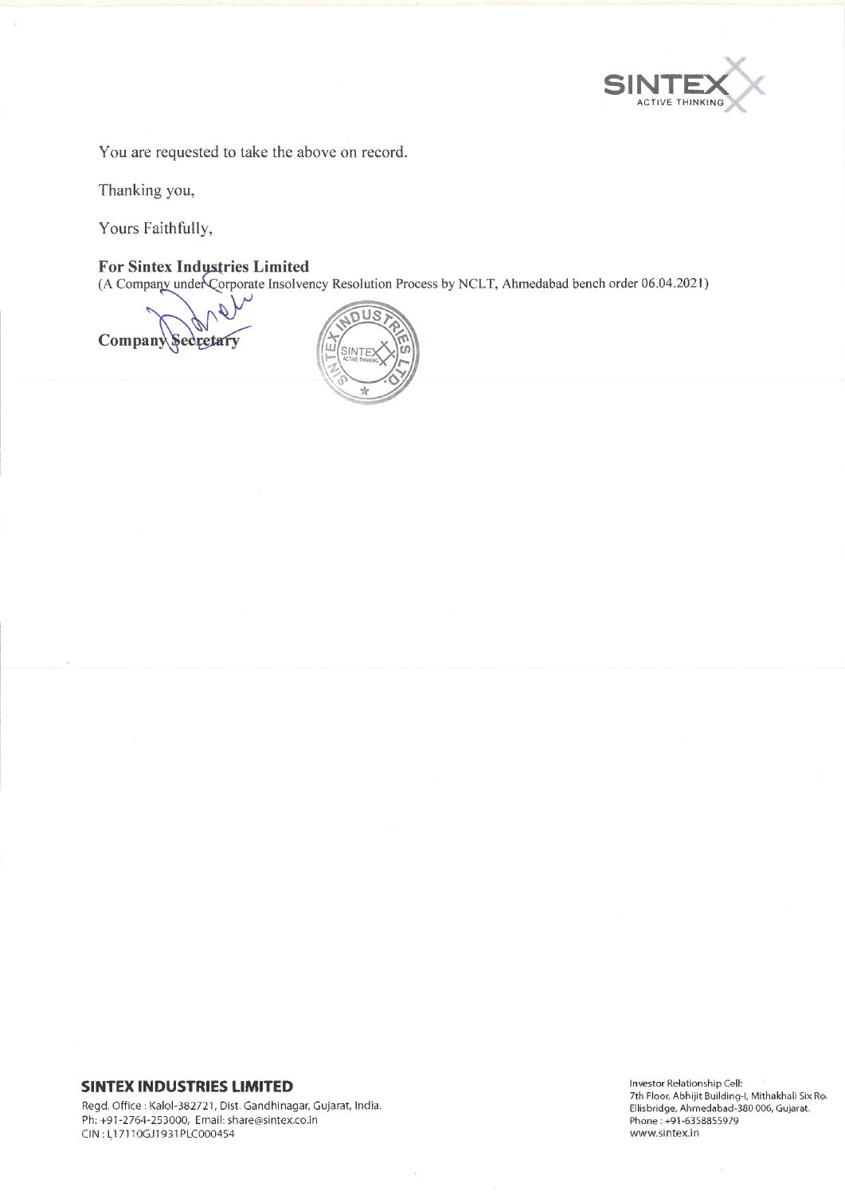You are requested to take the above on record.

Thanking you,

Yours Faithfully,

**For Sintex Industries Limited**
(A Company under Corporate Insolvency Resolution Process by NCLT, Ahmedabad bench order 06.04.2021)

**Company Secretary**

**SINTEX INDUSTRIES LIMITED**

Regd. Office : Kalol-382721, Dist. Gandhinagar, Gujarat, India.
Ph: +91-2764-253000, Email: share@sintex.co.in
CIN : L17110GJ1931PLC000454

Investor Relationship Cell:
7th Floor, Abhijit Building-I, Mithakhali Six Ro
Ellisbridge, Ahmedabad-380 006, Gujarat.
Phone : +91-6358855979
www.sintex.in